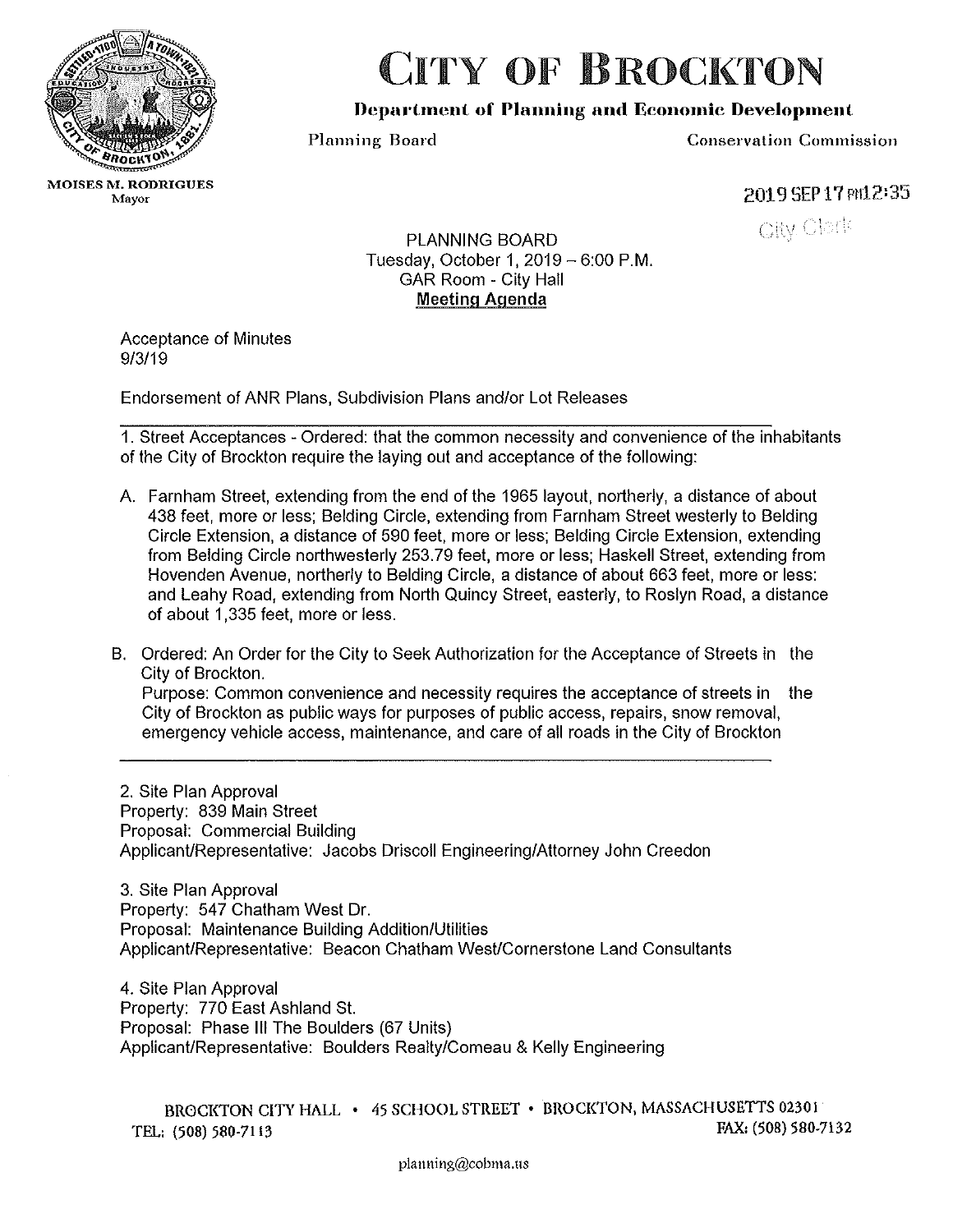# CITY OF BROCKTON

**Department of Planning and Economic Development**

Planning Board — Conservation Commission

MOISES M. RODRIGUES
Mayor

2019 SEP 17 PM12:35
City Clerk

PLANNING BOARD
Tuesday, October 1, 2019 – 6:00 P.M.
GAR Room - City Hall
**Meeting Agenda**

Acceptance of Minutes
9/3/19

Endorsement of ANR Plans, Subdivision Plans and/or Lot Releases

---

1. Street Acceptances - Ordered: that the common necessity and convenience of the inhabitants of the City of Brockton require the laying out and acceptance of the following:

A. Farnham Street, extending from the end of the 1965 layout, northerly, a distance of about 438 feet, more or less; Belding Circle, extending from Farnham Street westerly to Belding Circle Extension, a distance of 590 feet, more or less; Belding Circle Extension, extending from Belding Circle northwesterly 253.79 feet, more or less; Haskell Street, extending from Hovenden Avenue, northerly to Belding Circle, a distance of about 663 feet, more or less: and Leahy Road, extending from North Quincy Street, easterly, to Roslyn Road, a distance of about 1,335 feet, more or less.

B. Ordered: An Order for the City to Seek Authorization for the Acceptance of Streets in the City of Brockton.
Purpose: Common convenience and necessity requires the acceptance of streets in the City of Brockton as public ways for purposes of public access, repairs, snow removal, emergency vehicle access, maintenance, and care of all roads in the City of Brockton

---

2. Site Plan Approval
Property: 839 Main Street
Proposal: Commercial Building
Applicant/Representative: Jacobs Driscoll Engineering/Attorney John Creedon

3. Site Plan Approval
Property: 547 Chatham West Dr.
Proposal: Maintenance Building Addition/Utilities
Applicant/Representative: Beacon Chatham West/Cornerstone Land Consultants

4. Site Plan Approval
Property: 770 East Ashland St.
Proposal: Phase III The Boulders (67 Units)
Applicant/Representative: Boulders Realty/Comeau & Kelly Engineering

BROCKTON CITY HALL • 45 SCHOOL STREET • BROCKTON, MASSACHUSETTS 02301
TEL: (508) 580-7113 FAX: (508) 580-7132

planning@cobma.us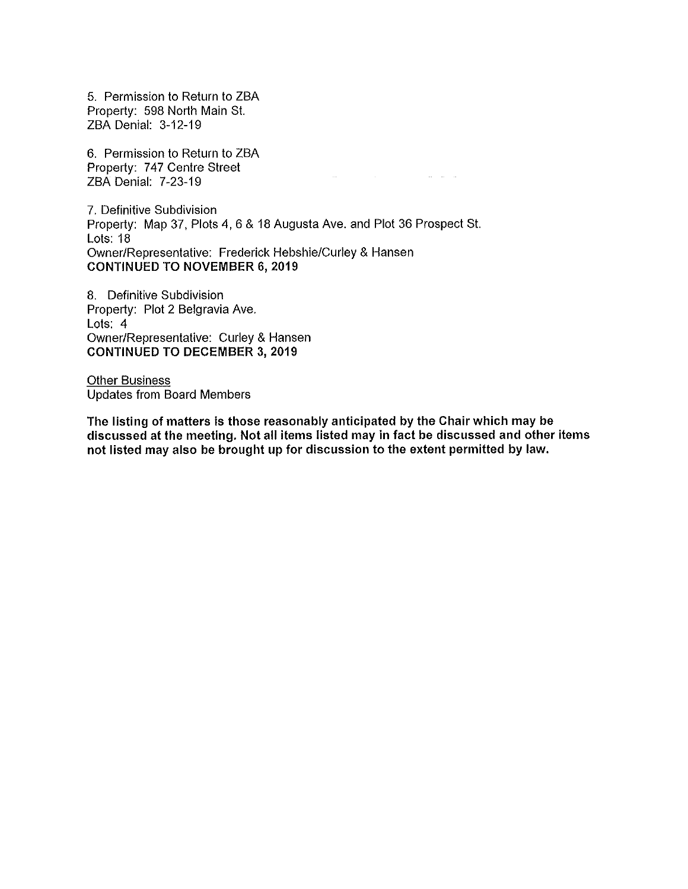5. Permission to Return to ZBA
Property: 598 North Main St.
ZBA Denial: 3-12-19

6. Permission to Return to ZBA
Property: 747 Centre Street
ZBA Denial: 7-23-19

7. Definitive Subdivision
Property: Map 37, Plots 4, 6 & 18 Augusta Ave. and Plot 36 Prospect St.
Lots: 18
Owner/Representative: Frederick Hebshie/Curley & Hansen
**CONTINUED TO NOVEMBER 6, 2019**

8. Definitive Subdivision
Property: Plot 2 Belgravia Ave.
Lots: 4
Owner/Representative: Curley & Hansen
**CONTINUED TO DECEMBER 3, 2019**

<u>Other Business</u>
Updates from Board Members

**The listing of matters is those reasonably anticipated by the Chair which may be discussed at the meeting. Not all items listed may in fact be discussed and other items not listed may also be brought up for discussion to the extent permitted by law.**